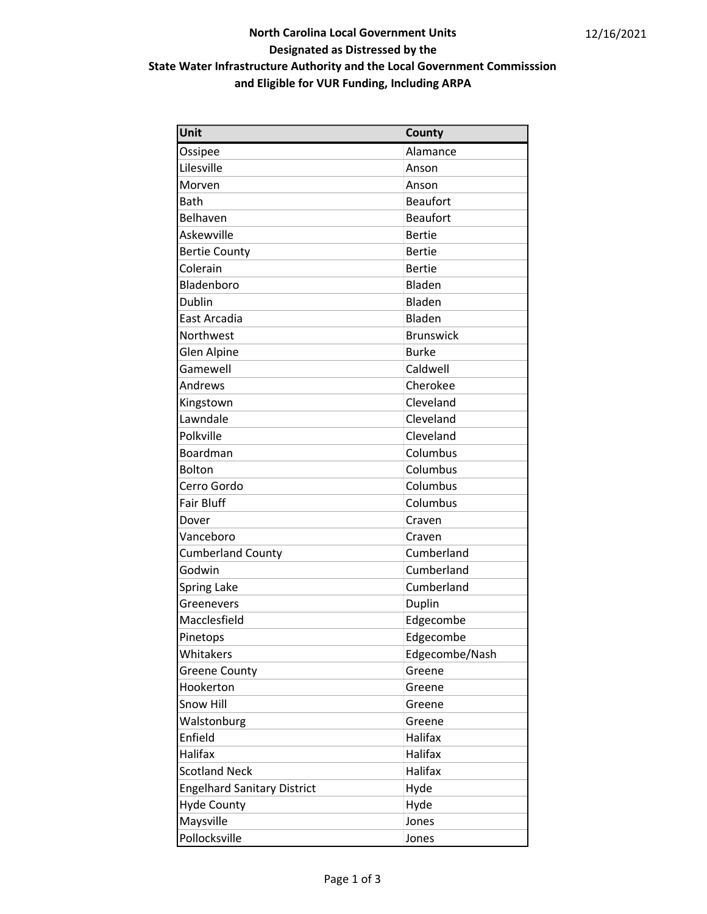# North Carolina Local Government Units Designated as Distressed by the State Water Infrastructure Authority and the Local Government Commisssion and Eligible for VUR Funding, Including ARPA

12/16/2021

| Unit | County |
|---|---|
| Ossipee | Alamance |
| Lilesville | Anson |
| Morven | Anson |
| Bath | Beaufort |
| Belhaven | Beaufort |
| Askewville | Bertie |
| Bertie County | Bertie |
| Colerain | Bertie |
| Bladenboro | Bladen |
| Dublin | Bladen |
| East Arcadia | Bladen |
| Northwest | Brunswick |
| Glen Alpine | Burke |
| Gamewell | Caldwell |
| Andrews | Cherokee |
| Kingstown | Cleveland |
| Lawndale | Cleveland |
| Polkville | Cleveland |
| Boardman | Columbus |
| Bolton | Columbus |
| Cerro Gordo | Columbus |
| Fair Bluff | Columbus |
| Dover | Craven |
| Vanceboro | Craven |
| Cumberland County | Cumberland |
| Godwin | Cumberland |
| Spring Lake | Cumberland |
| Greenevers | Duplin |
| Macclesfield | Edgecombe |
| Pinetops | Edgecombe |
| Whitakers | Edgecombe/Nash |
| Greene County | Greene |
| Hookerton | Greene |
| Snow Hill | Greene |
| Walstonburg | Greene |
| Enfield | Halifax |
| Halifax | Halifax |
| Scotland Neck | Halifax |
| Engelhard Sanitary District | Hyde |
| Hyde County | Hyde |
| Maysville | Jones |
| Pollocksville | Jones |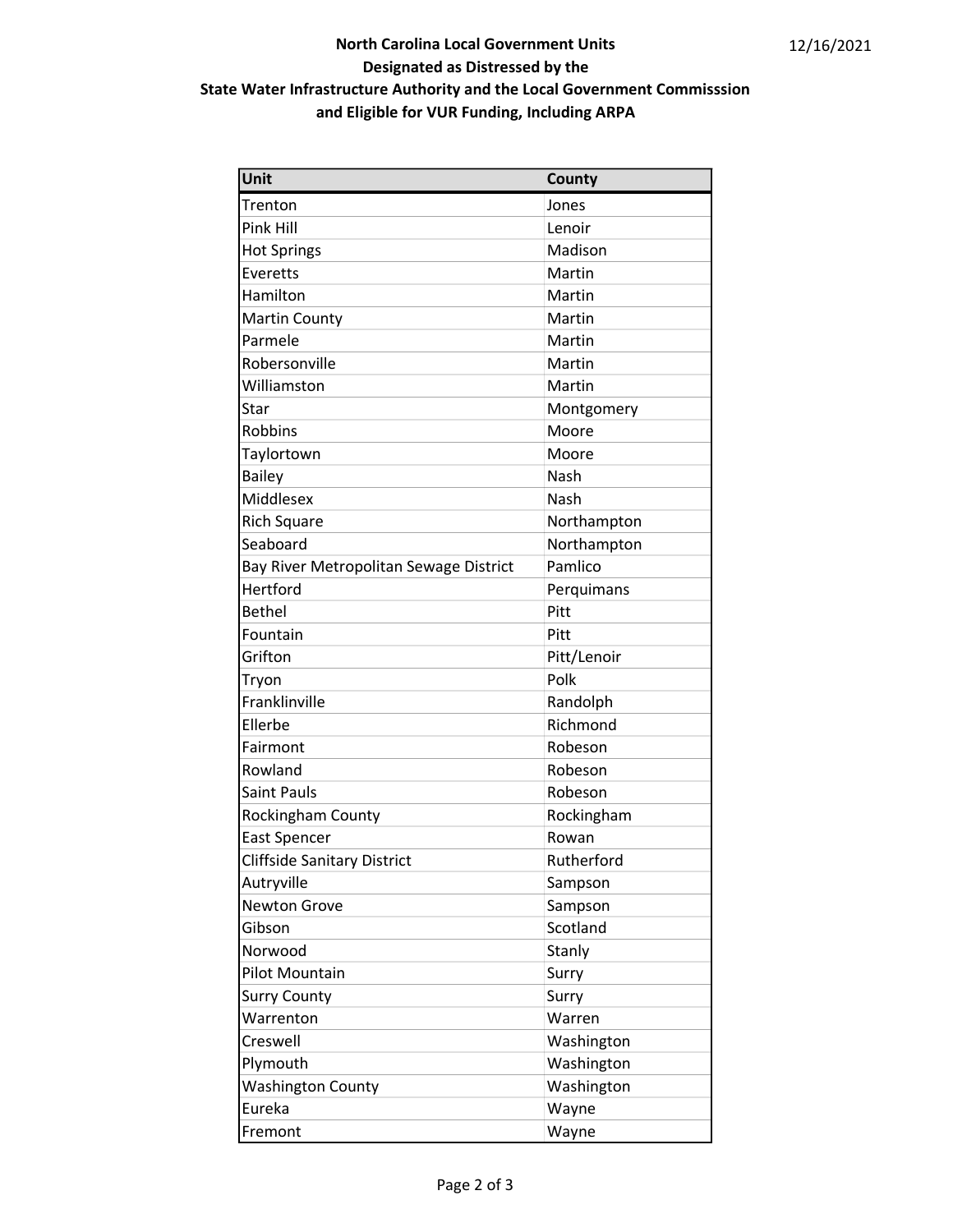**North Carolina Local Government Units**
**Designated as Distressed by the**
**State Water Infrastructure Authority and the Local Government Commisssion**
**and Eligible for VUR Funding, Including ARPA**

12/16/2021

| Unit | County |
|---|---|
| Trenton | Jones |
| Pink Hill | Lenoir |
| Hot Springs | Madison |
| Everetts | Martin |
| Hamilton | Martin |
| Martin County | Martin |
| Parmele | Martin |
| Robersonville | Martin |
| Williamston | Martin |
| Star | Montgomery |
| Robbins | Moore |
| Taylortown | Moore |
| Bailey | Nash |
| Middlesex | Nash |
| Rich Square | Northampton |
| Seaboard | Northampton |
| Bay River Metropolitan Sewage District | Pamlico |
| Hertford | Perquimans |
| Bethel | Pitt |
| Fountain | Pitt |
| Grifton | Pitt/Lenoir |
| Tryon | Polk |
| Franklinville | Randolph |
| Ellerbe | Richmond |
| Fairmont | Robeson |
| Rowland | Robeson |
| Saint Pauls | Robeson |
| Rockingham County | Rockingham |
| East Spencer | Rowan |
| Cliffside Sanitary District | Rutherford |
| Autryville | Sampson |
| Newton Grove | Sampson |
| Gibson | Scotland |
| Norwood | Stanly |
| Pilot Mountain | Surry |
| Surry County | Surry |
| Warrenton | Warren |
| Creswell | Washington |
| Plymouth | Washington |
| Washington County | Washington |
| Eureka | Wayne |
| Fremont | Wayne |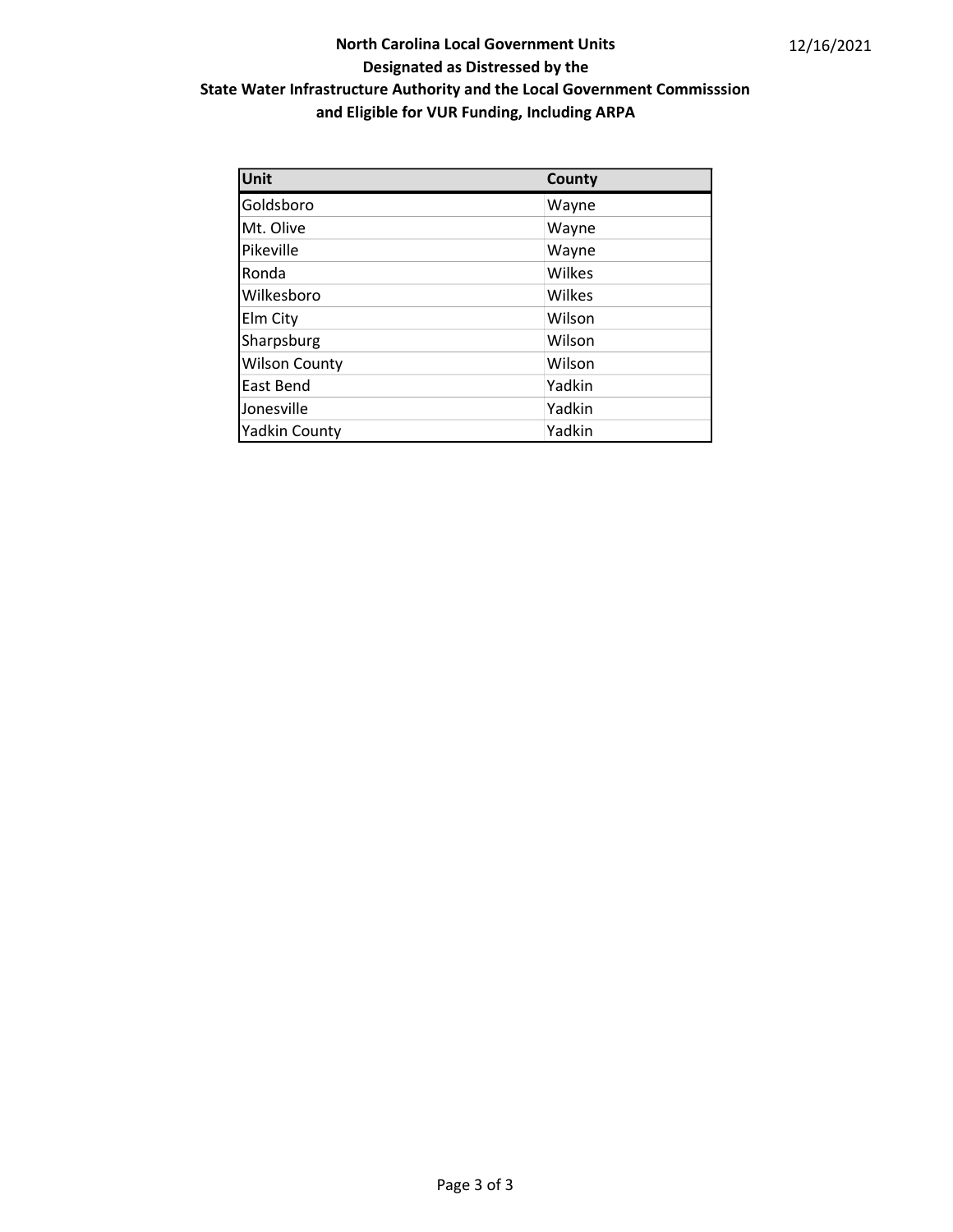**North Carolina Local Government Units**
**Designated as Distressed by the**
**State Water Infrastructure Authority and the Local Government Commisssion**
**and Eligible for VUR Funding, Including ARPA**

12/16/2021

| Unit | County |
|---|---|
| Goldsboro | Wayne |
| Mt. Olive | Wayne |
| Pikeville | Wayne |
| Ronda | Wilkes |
| Wilkesboro | Wilkes |
| Elm City | Wilson |
| Sharpsburg | Wilson |
| Wilson County | Wilson |
| East Bend | Yadkin |
| Jonesville | Yadkin |
| Yadkin County | Yadkin |